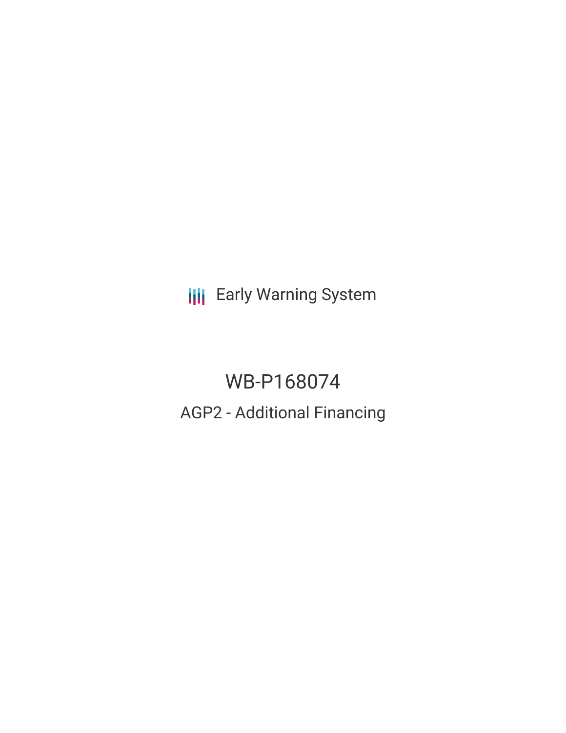Early Warning System

# WB-P168074

## AGP2 - Additional Financing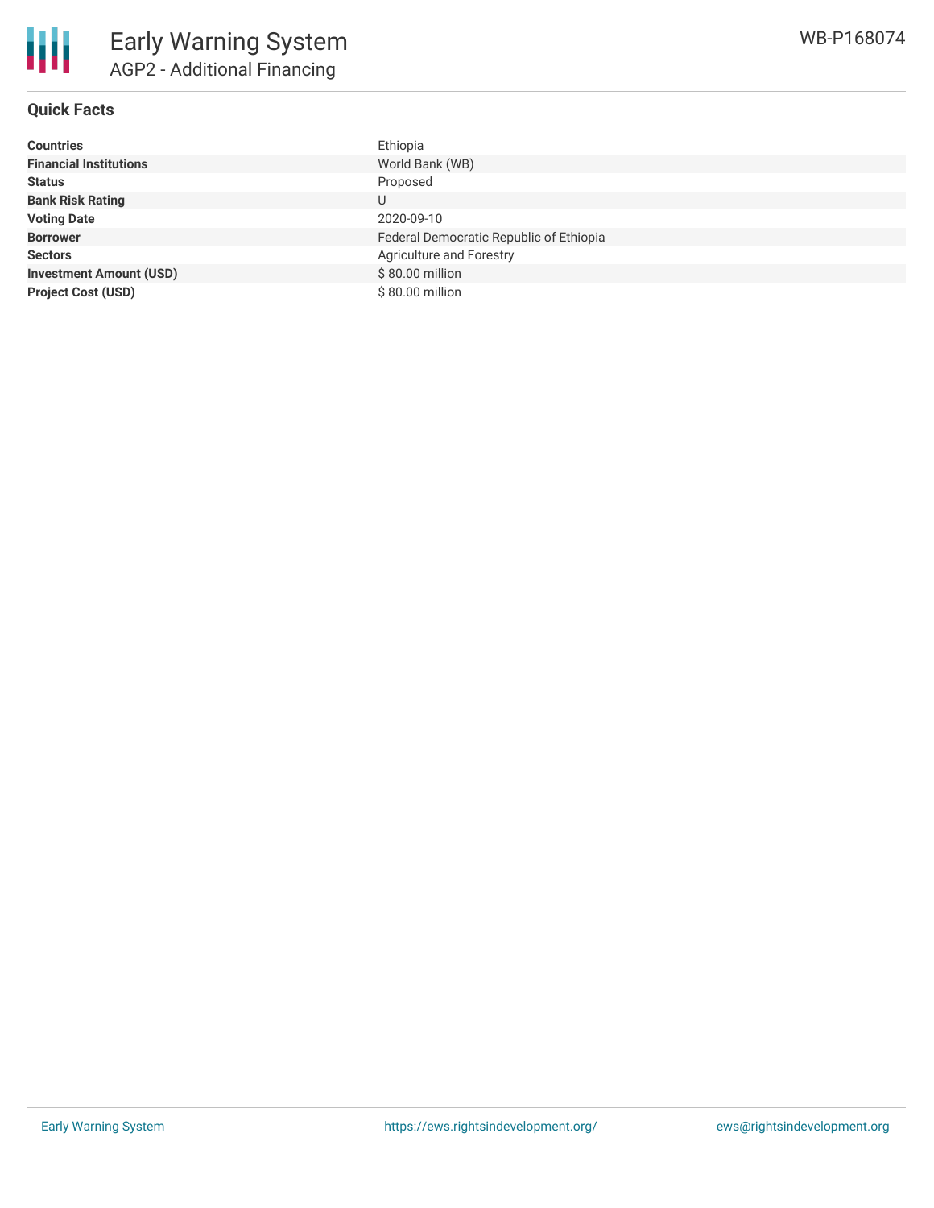# Early Warning System

## AGP2 - Additional Financing

WB-P168074

### Quick Facts

| | |
|---|---|
| **Countries** | Ethiopia |
| **Financial Institutions** | World Bank (WB) |
| **Status** | Proposed |
| **Bank Risk Rating** | U |
| **Voting Date** | 2020-09-10 |
| **Borrower** | Federal Democratic Republic of Ethiopia |
| **Sectors** | Agriculture and Forestry |
| **Investment Amount (USD)** | $ 80.00 million |
| **Project Cost (USD)** | $ 80.00 million |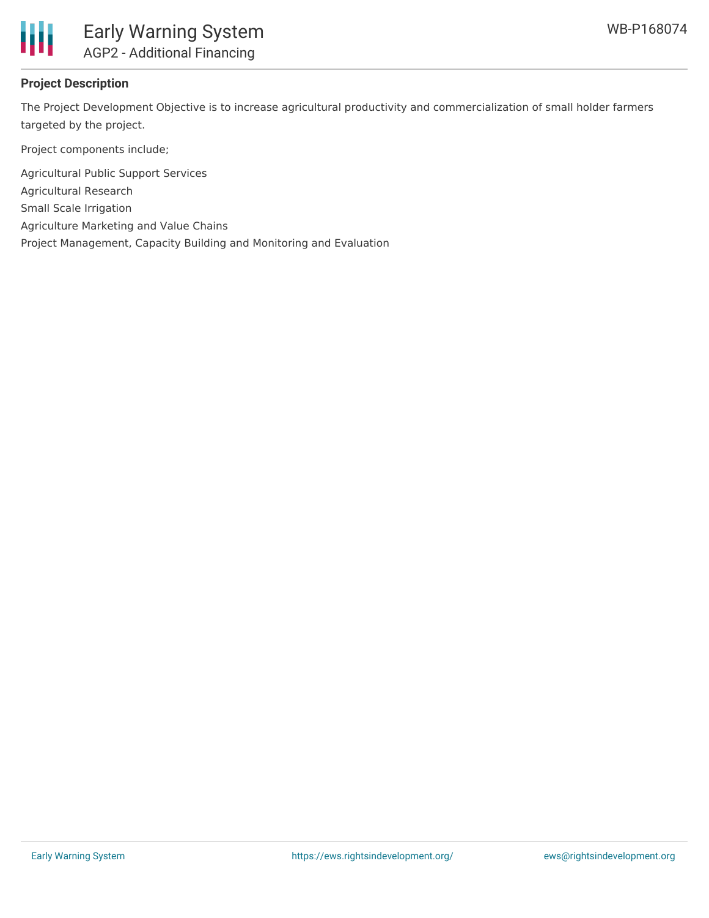## Project Description

The Project Development Objective is to increase agricultural productivity and commercialization of small holder farmers targeted by the project.

Project components include;

Agricultural Public Support Services
Agricultural Research
Small Scale Irrigation
Agriculture Marketing and Value Chains
Project Management, Capacity Building and Monitoring and Evaluation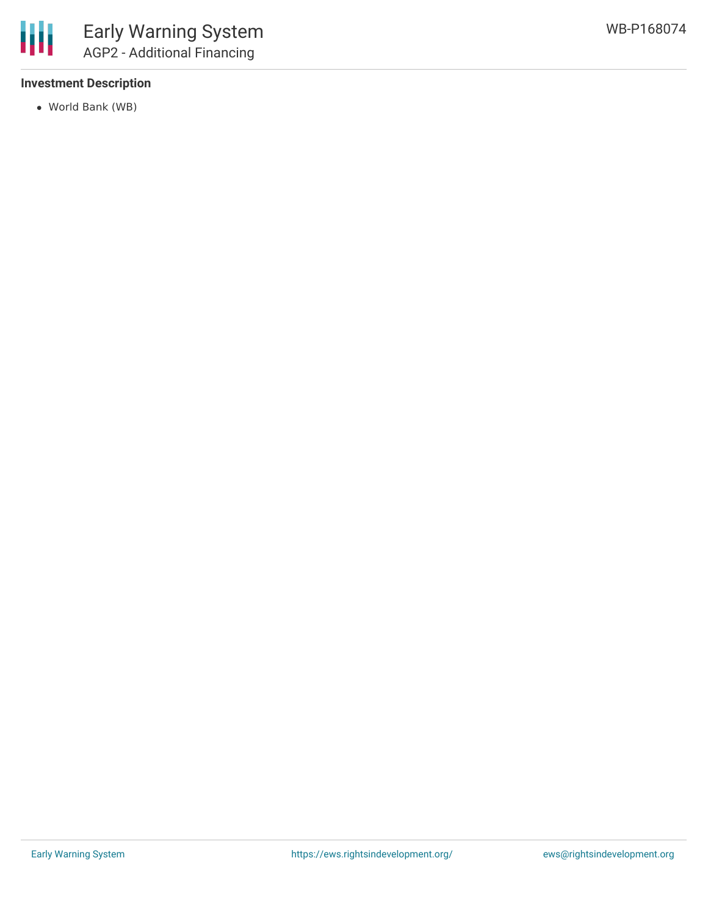### Investment Description

- World Bank (WB)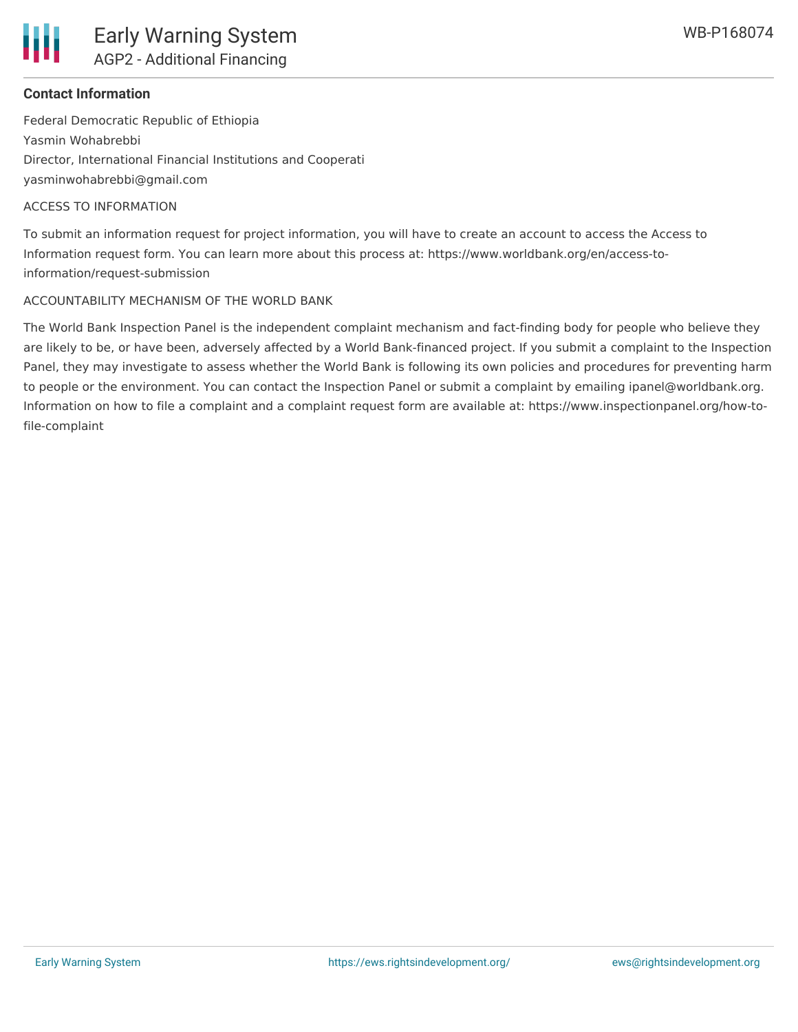**Contact Information**

Federal Democratic Republic of Ethiopia

Yasmin Wohabrebbi

Director, International Financial Institutions and Cooperati

yasminwohabrebbi@gmail.com

ACCESS TO INFORMATION

To submit an information request for project information, you will have to create an account to access the Access to Information request form. You can learn more about this process at: https://www.worldbank.org/en/access-to-information/request-submission

ACCOUNTABILITY MECHANISM OF THE WORLD BANK

The World Bank Inspection Panel is the independent complaint mechanism and fact-finding body for people who believe they are likely to be, or have been, adversely affected by a World Bank-financed project. If you submit a complaint to the Inspection Panel, they may investigate to assess whether the World Bank is following its own policies and procedures for preventing harm to people or the environment. You can contact the Inspection Panel or submit a complaint by emailing ipanel@worldbank.org. Information on how to file a complaint and a complaint request form are available at: https://www.inspectionpanel.org/how-to-file-complaint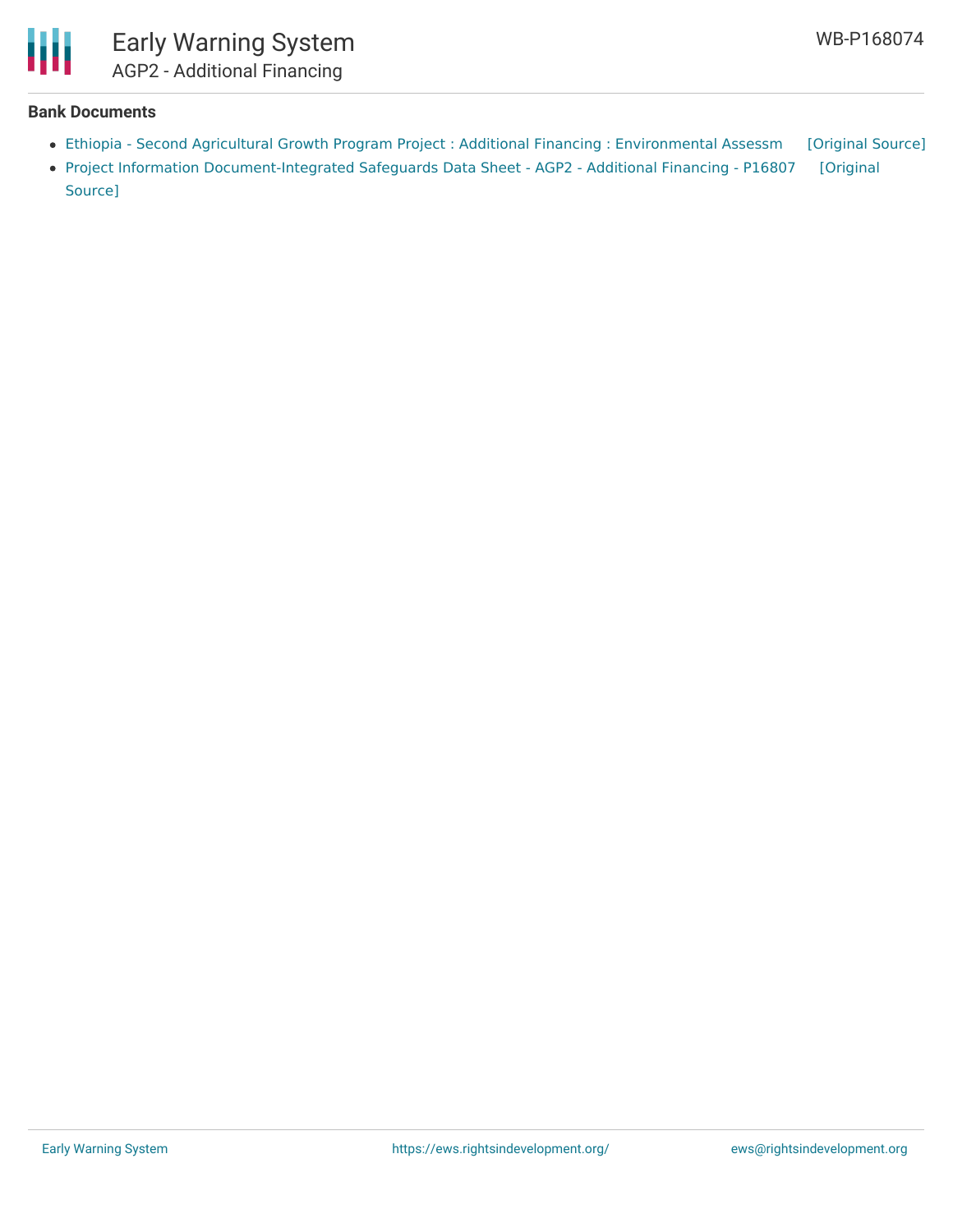**Bank Documents**

- Ethiopia - Second Agricultural Growth Program Project : Additional Financing : Environmental Assessm [Original Source]
- Project Information Document-Integrated Safeguards Data Sheet - AGP2 - Additional Financing - P16807 [Original Source]